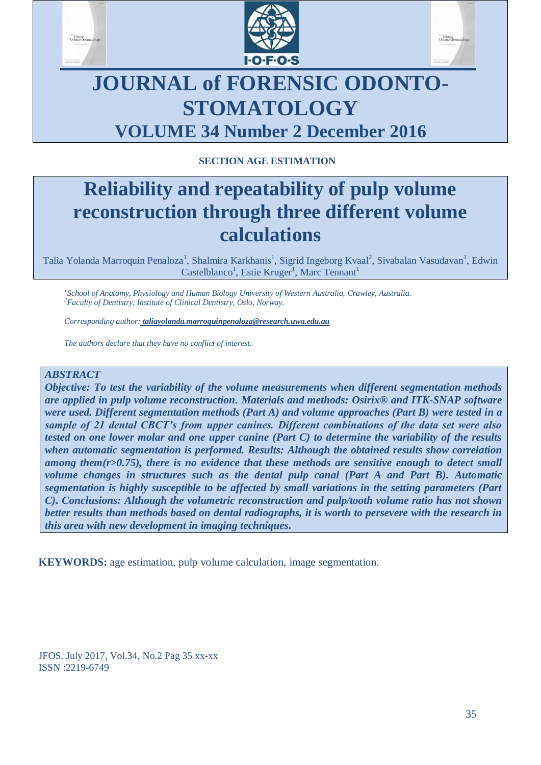# JOURNAL of FORENSIC ODONTO-STOMATOLOGY

## VOLUME 34 Number 2 December 2016

**SECTION AGE ESTIMATION**

# Reliability and repeatability of pulp volume reconstruction through three different volume calculations

Talia Yolanda Marroquin Penaloza[1], Shalmira Karkhanis[1], Sigrid Ingeborg Kvaal[2], Sivabalan Vasudavan[1], Edwin Castelblanco[1], Estie Kruger[1], Marc Tennant[1]

*[1]School of Anatomy, Physiology and Human Biology University of Western Australia, Crawley, Australia.*
*[2]Faculty of Dentistry, Institute of Clinical Dentistry, Oslo, Norway.*

*Corresponding author: **taliayolanda.marroquinpenaloza@research.uwa.edu.au***

*The authors declare that they have no conflict of interest.*

***ABSTRACT***

***Objective: To test the variability of the volume measurements when different segmentation methods are applied in pulp volume reconstruction. Materials and methods: Osirix® and ITK-SNAP software were used. Different segmentation methods (Part A) and volume approaches (Part B) were tested in a sample of 21 dental CBCT's from upper canines. Different combinations of the data set were also tested on one lower molar and one upper canine (Part C) to determine the variability of the results when automatic segmentation is performed. Results: Although the obtained results show correlation among them($r>0.75$), there is no evidence that these methods are sensitive enough to detect small volume changes in structures such as the dental pulp canal (Part A and Part B). Automatic segmentation is highly susceptible to be affected by small variations in the setting parameters (Part C). Conclusions: Although the volumetric reconstruction and pulp/tooth volume ratio has not shown better results than methods based on dental radiographs, it is worth to persevere with the research in this area with new development in imaging techniques.***

**KEYWORDS:** age estimation, pulp volume calculation, image segmentation.

JFOS. July 2017, Vol.34, No.2 Pag 35 xx-xx
ISSN :2219-6749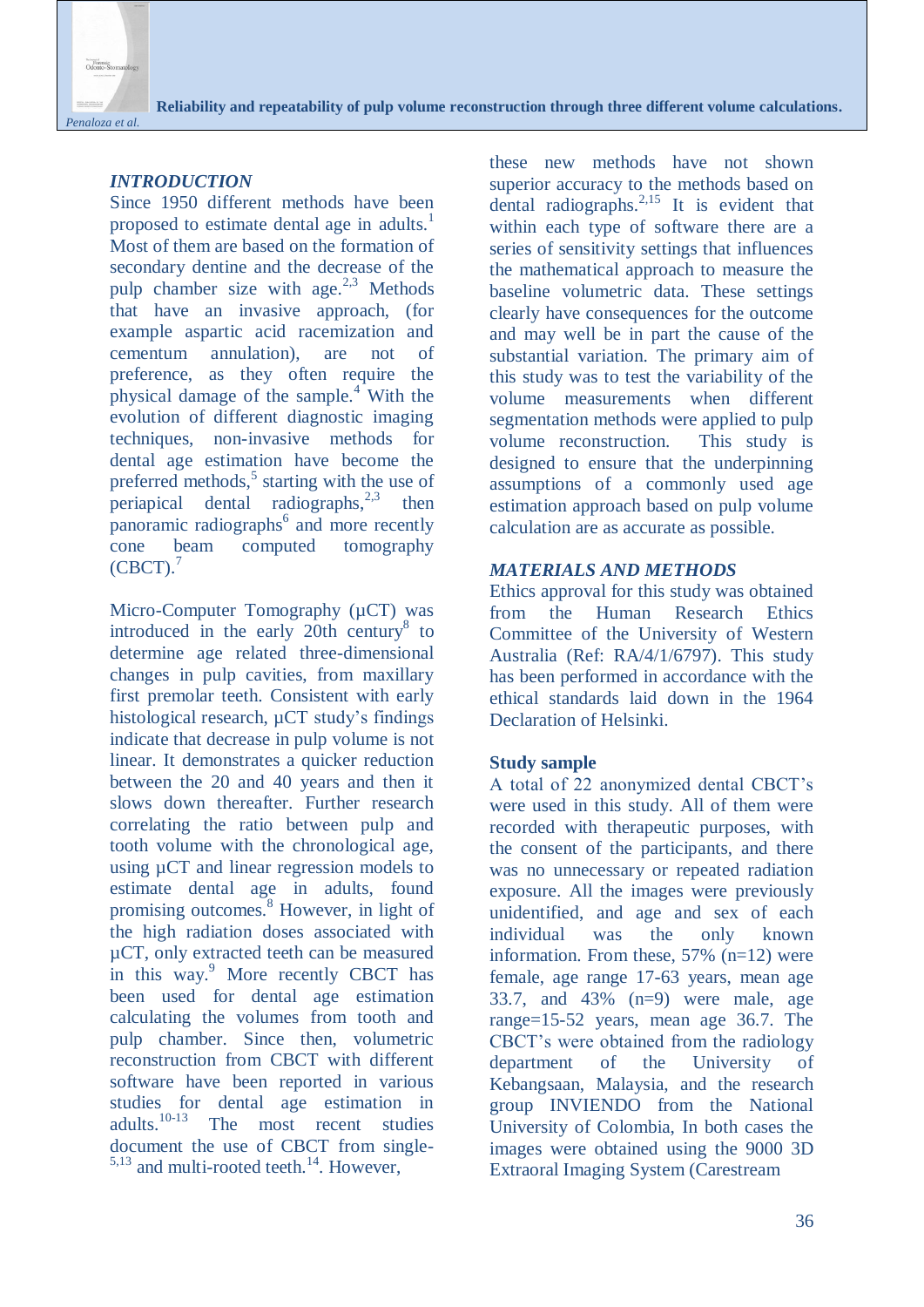## *INTRODUCTION*

Since 1950 different methods have been proposed to estimate dental age in adults.[1] Most of them are based on the formation of secondary dentine and the decrease of the pulp chamber size with age.[2,3] Methods that have an invasive approach, (for example aspartic acid racemization and cementum annulation), are not of preference, as they often require the physical damage of the sample.[4] With the evolution of different diagnostic imaging techniques, non-invasive methods for dental age estimation have become the preferred methods,[5] starting with the use of periapical dental radiographs,[2,3] then panoramic radiographs[6] and more recently cone beam computed tomography (CBCT).[7]

Micro-Computer Tomography (µCT) was introduced in the early 20th century[8] to determine age related three-dimensional changes in pulp cavities, from maxillary first premolar teeth. Consistent with early histological research, µCT study's findings indicate that decrease in pulp volume is not linear. It demonstrates a quicker reduction between the 20 and 40 years and then it slows down thereafter. Further research correlating the ratio between pulp and tooth volume with the chronological age, using µCT and linear regression models to estimate dental age in adults, found promising outcomes.[8] However, in light of the high radiation doses associated with µCT, only extracted teeth can be measured in this way.[9] More recently CBCT has been used for dental age estimation calculating the volumes from tooth and pulp chamber. Since then, volumetric reconstruction from CBCT with different software have been reported in various studies for dental age estimation in adults.[10-13] The most recent studies document the use of CBCT from single-[5,13] and multi-rooted teeth.[14]. However, these new methods have not shown superior accuracy to the methods based on dental radiographs.[2,15] It is evident that within each type of software there are a series of sensitivity settings that influences the mathematical approach to measure the baseline volumetric data. These settings clearly have consequences for the outcome and may well be in part the cause of the substantial variation. The primary aim of this study was to test the variability of the volume measurements when different segmentation methods were applied to pulp volume reconstruction. This study is designed to ensure that the underpinning assumptions of a commonly used age estimation approach based on pulp volume calculation are as accurate as possible.

## *MATERIALS AND METHODS*

Ethics approval for this study was obtained from the Human Research Ethics Committee of the University of Western Australia (Ref: RA/4/1/6797). This study has been performed in accordance with the ethical standards laid down in the 1964 Declaration of Helsinki.

### Study sample

A total of 22 anonymized dental CBCT's were used in this study. All of them were recorded with therapeutic purposes, with the consent of the participants, and there was no unnecessary or repeated radiation exposure. All the images were previously unidentified, and age and sex of each individual was the only known information. From these, 57% (n=12) were female, age range 17-63 years, mean age 33.7, and 43% (n=9) were male, age range=15-52 years, mean age 36.7. The CBCT's were obtained from the radiology department of the University of Kebangsaan, Malaysia, and the research group INVIENDO from the National University of Colombia, In both cases the images were obtained using the 9000 3D Extraoral Imaging System (Carestream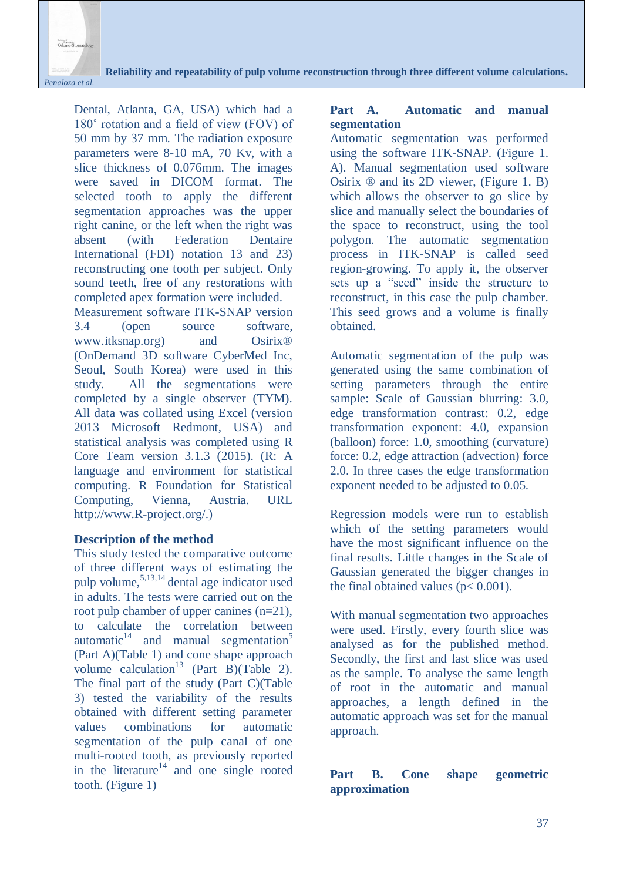Dental, Atlanta, GA, USA) which had a 180˚ rotation and a field of view (FOV) of 50 mm by 37 mm. The radiation exposure parameters were 8-10 mA, 70 Kv, with a slice thickness of 0.076mm. The images were saved in DICOM format. The selected tooth to apply the different segmentation approaches was the upper right canine, or the left when the right was absent (with Federation Dentaire International (FDI) notation 13 and 23) reconstructing one tooth per subject. Only sound teeth, free of any restorations with completed apex formation were included. Measurement software ITK-SNAP version 3.4 (open source software, www.itksnap.org) and Osirix® (OnDemand 3D software CyberMed Inc, Seoul, South Korea) were used in this study. All the segmentations were completed by a single observer (TYM). All data was collated using Excel (version 2013 Microsoft Redmont, USA) and statistical analysis was completed using R Core Team version 3.1.3 (2015). (R: A language and environment for statistical computing. R Foundation for Statistical Computing, Vienna, Austria. URL http://www.R-project.org/.)

### Description of the method

This study tested the comparative outcome of three different ways of estimating the pulp volume,[5,13,14] dental age indicator used in adults. The tests were carried out on the root pulp chamber of upper canines (n=21), to calculate the correlation between automatic[14] and manual segmentation[5] (Part A)(Table 1) and cone shape approach volume calculation[13] (Part B)(Table 2). The final part of the study (Part C)(Table 3) tested the variability of the results obtained with different setting parameter values combinations for automatic segmentation of the pulp canal of one multi-rooted tooth, as previously reported in the literature[14] and one single rooted tooth. (Figure 1)

### Part A. Automatic and manual segmentation

Automatic segmentation was performed using the software ITK-SNAP. (Figure 1. A). Manual segmentation used software Osirix ® and its 2D viewer, (Figure 1. B) which allows the observer to go slice by slice and manually select the boundaries of the space to reconstruct, using the tool polygon. The automatic segmentation process in ITK-SNAP is called seed region-growing. To apply it, the observer sets up a "seed" inside the structure to reconstruct, in this case the pulp chamber. This seed grows and a volume is finally obtained.

Automatic segmentation of the pulp was generated using the same combination of setting parameters through the entire sample: Scale of Gaussian blurring: 3.0, edge transformation contrast: 0.2, edge transformation exponent: 4.0, expansion (balloon) force: 1.0, smoothing (curvature) force: 0.2, edge attraction (advection) force 2.0. In three cases the edge transformation exponent needed to be adjusted to 0.05.

Regression models were run to establish which of the setting parameters would have the most significant influence on the final results. Little changes in the Scale of Gaussian generated the bigger changes in the final obtained values ($p < 0.001$).

With manual segmentation two approaches were used. Firstly, every fourth slice was analysed as for the published method. Secondly, the first and last slice was used as the sample. To analyse the same length of root in the automatic and manual approaches, a length defined in the automatic approach was set for the manual approach.

### Part B. Cone shape geometric approximation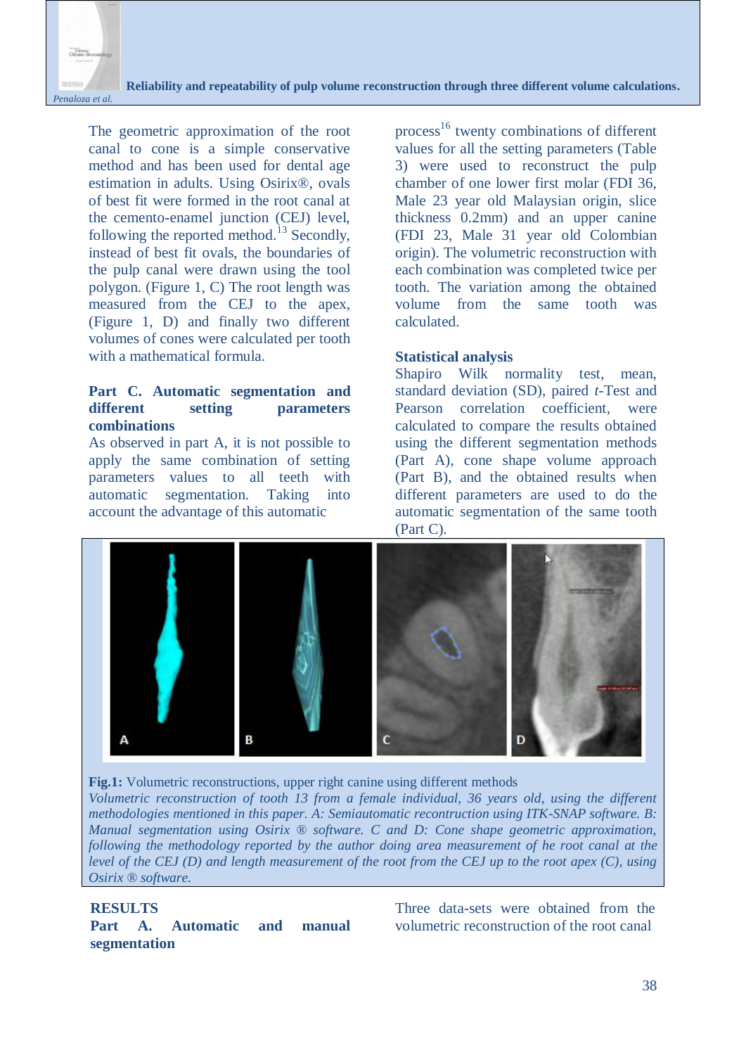The geometric approximation of the root canal to cone is a simple conservative method and has been used for dental age estimation in adults. Using Osirix®, ovals of best fit were formed in the root canal at the cemento-enamel junction (CEJ) level, following the reported method.[13] Secondly, instead of best fit ovals, the boundaries of the pulp canal were drawn using the tool polygon. (Figure 1, C) The root length was measured from the CEJ to the apex, (Figure 1, D) and finally two different volumes of cones were calculated per tooth with a mathematical formula.

**Part C. Automatic segmentation and different setting parameters combinations**

As observed in part A, it is not possible to apply the same combination of setting parameters values to all teeth with automatic segmentation. Taking into account the advantage of this automatic process[16] twenty combinations of different values for all the setting parameters (Table 3) were used to reconstruct the pulp chamber of one lower first molar (FDI 36, Male 23 year old Malaysian origin, slice thickness 0.2mm) and an upper canine (FDI 23, Male 31 year old Colombian origin). The volumetric reconstruction with each combination was completed twice per tooth. The variation among the obtained volume from the same tooth was calculated.

**Statistical analysis**

Shapiro Wilk normality test, mean, standard deviation (SD), paired *t*-Test and Pearson correlation coefficient, were calculated to compare the results obtained using the different segmentation methods (Part A), cone shape volume approach (Part B), and the obtained results when different parameters are used to do the automatic segmentation of the same tooth (Part C).

**Fig.1:** Volumetric reconstructions, upper right canine using different methods
*Volumetric reconstruction of tooth 13 from a female individual, 36 years old, using the different methodologies mentioned in this paper. A: Semiautomatic recontruction using ITK-SNAP software. B: Manual segmentation using Osirix ® software. C and D: Cone shape geometric approximation, following the methodology reported by the author doing area measurement of he root canal at the level of the CEJ (D) and length measurement of the root from the CEJ up to the root apex (C), using Osirix ® software.*

## RESULTS

**Part A. Automatic and manual segmentation**

Three data-sets were obtained from the volumetric reconstruction of the root canal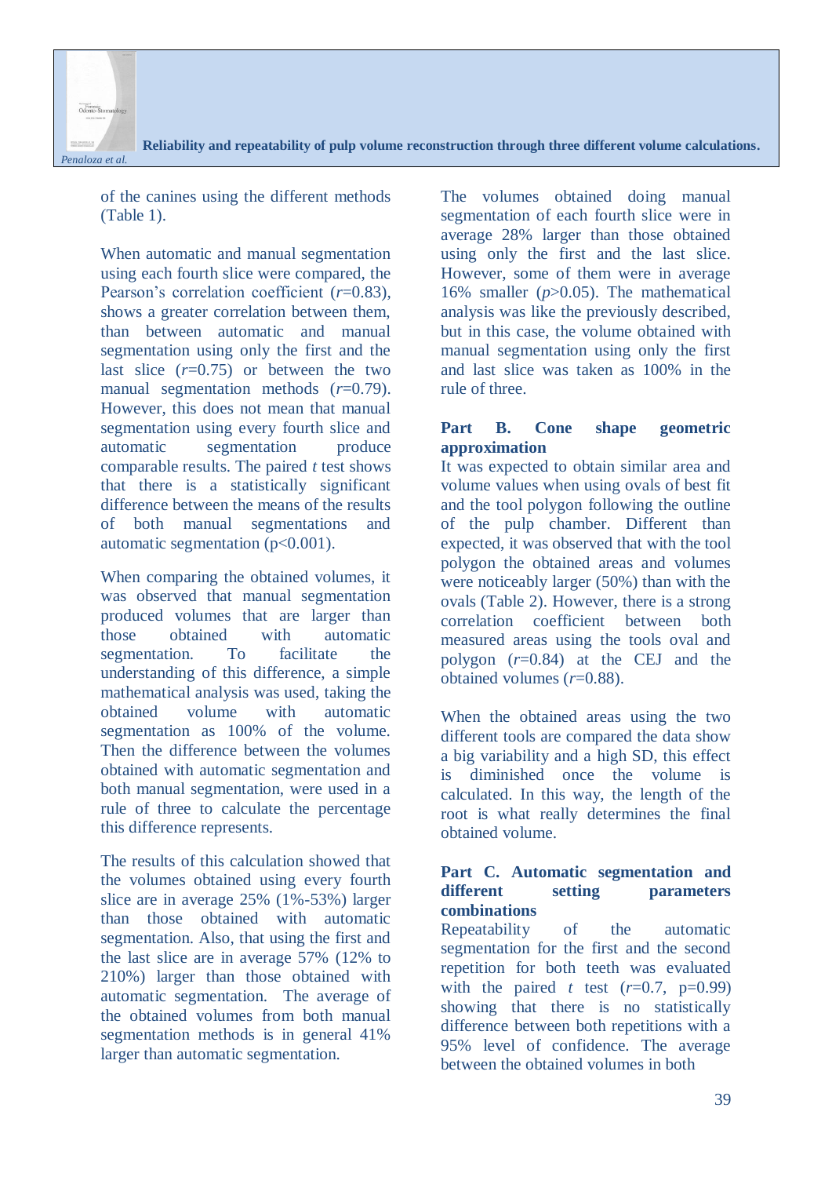of the canines using the different methods (Table 1).

When automatic and manual segmentation using each fourth slice were compared, the Pearson's correlation coefficient ($r$=0.83), shows a greater correlation between them, than between automatic and manual segmentation using only the first and the last slice ($r$=0.75) or between the two manual segmentation methods ($r$=0.79). However, this does not mean that manual segmentation using every fourth slice and automatic segmentation produce comparable results. The paired $t$ test shows that there is a statistically significant difference between the means of the results of both manual segmentations and automatic segmentation ($p<0.001$).

When comparing the obtained volumes, it was observed that manual segmentation produced volumes that are larger than those obtained with automatic segmentation. To facilitate the understanding of this difference, a simple mathematical analysis was used, taking the obtained volume with automatic segmentation as 100% of the volume. Then the difference between the volumes obtained with automatic segmentation and both manual segmentation, were used in a rule of three to calculate the percentage this difference represents.

The results of this calculation showed that the volumes obtained using every fourth slice are in average 25% (1%-53%) larger than those obtained with automatic segmentation. Also, that using the first and the last slice are in average 57% (12% to 210%) larger than those obtained with automatic segmentation. The average of the obtained volumes from both manual segmentation methods is in general 41% larger than automatic segmentation.

The volumes obtained doing manual segmentation of each fourth slice were in average 28% larger than those obtained using only the first and the last slice. However, some of them were in average 16% smaller ($p$>0.05). The mathematical analysis was like the previously described, but in this case, the volume obtained with manual segmentation using only the first and last slice was taken as 100% in the rule of three.

**Part B. Cone shape geometric approximation**

It was expected to obtain similar area and volume values when using ovals of best fit and the tool polygon following the outline of the pulp chamber. Different than expected, it was observed that with the tool polygon the obtained areas and volumes were noticeably larger (50%) than with the ovals (Table 2). However, there is a strong correlation coefficient between both measured areas using the tools oval and polygon ($r$=0.84) at the CEJ and the obtained volumes ($r$=0.88).

When the obtained areas using the two different tools are compared the data show a big variability and a high SD, this effect is diminished once the volume is calculated. In this way, the length of the root is what really determines the final obtained volume.

**Part C. Automatic segmentation and different setting parameters combinations**

Repeatability of the automatic segmentation for the first and the second repetition for both teeth was evaluated with the paired $t$ test ($r$=0.7, p=0.99) showing that there is no statistically difference between both repetitions with a 95% level of confidence. The average between the obtained volumes in both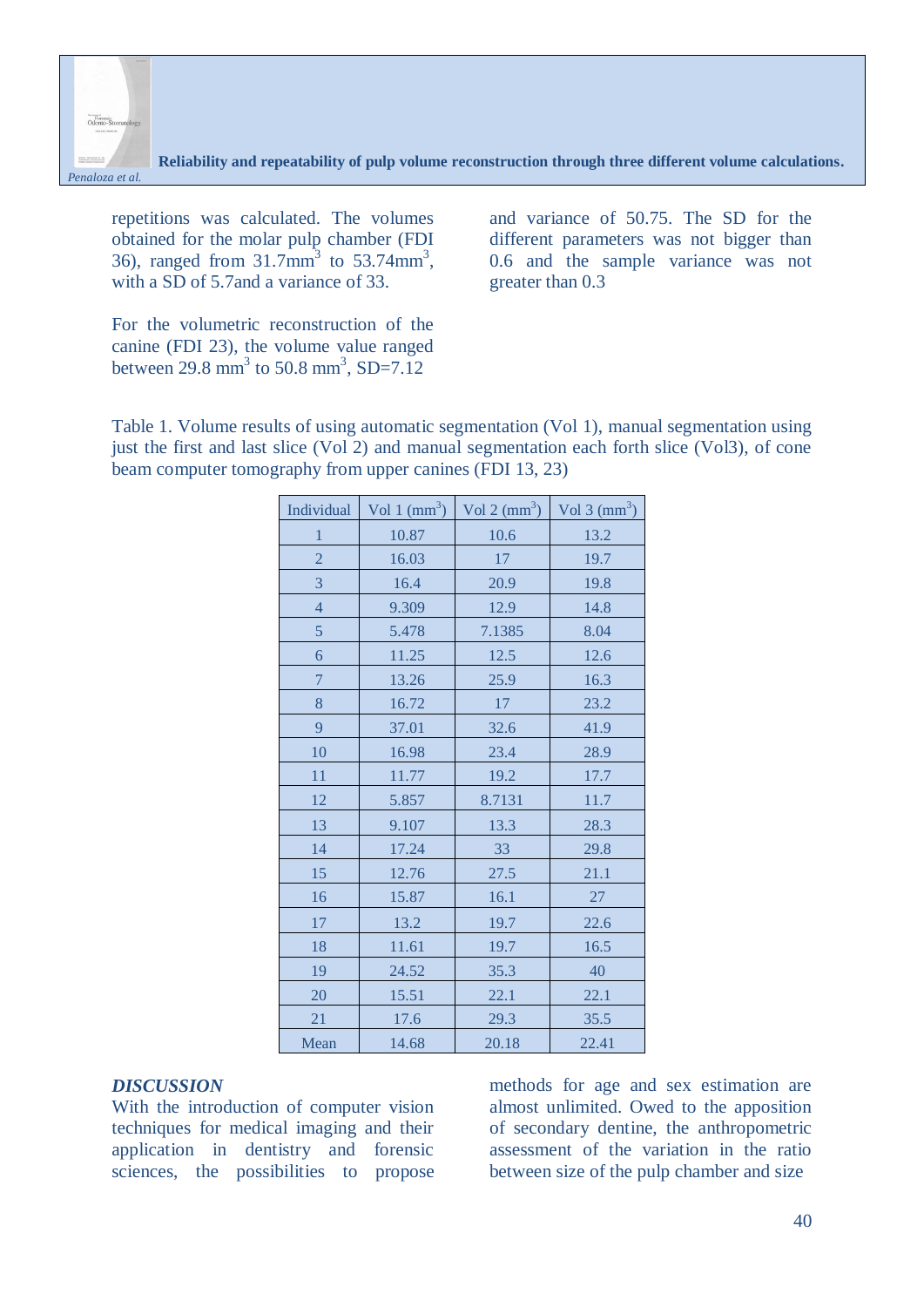repetitions was calculated. The volumes obtained for the molar pulp chamber (FDI 36), ranged from 31.7mm$^3$ to 53.74mm$^3$, with a SD of 5.7and a variance of 33.

For the volumetric reconstruction of the canine (FDI 23), the volume value ranged between 29.8 mm$^3$ to 50.8 mm$^3$, SD=7.12 and variance of 50.75. The SD for the different parameters was not bigger than 0.6 and the sample variance was not greater than 0.3

Table 1. Volume results of using automatic segmentation (Vol 1), manual segmentation using just the first and last slice (Vol 2) and manual segmentation each forth slice (Vol3), of cone beam computer tomography from upper canines (FDI 13, 23)

| Individual | Vol 1 (mm$^3$) | Vol 2 (mm$^3$) | Vol 3 (mm$^3$) |
|---|---|---|---|
| 1 | 10.87 | 10.6 | 13.2 |
| 2 | 16.03 | 17 | 19.7 |
| 3 | 16.4 | 20.9 | 19.8 |
| 4 | 9.309 | 12.9 | 14.8 |
| 5 | 5.478 | 7.1385 | 8.04 |
| 6 | 11.25 | 12.5 | 12.6 |
| 7 | 13.26 | 25.9 | 16.3 |
| 8 | 16.72 | 17 | 23.2 |
| 9 | 37.01 | 32.6 | 41.9 |
| 10 | 16.98 | 23.4 | 28.9 |
| 11 | 11.77 | 19.2 | 17.7 |
| 12 | 5.857 | 8.7131 | 11.7 |
| 13 | 9.107 | 13.3 | 28.3 |
| 14 | 17.24 | 33 | 29.8 |
| 15 | 12.76 | 27.5 | 21.1 |
| 16 | 15.87 | 16.1 | 27 |
| 17 | 13.2 | 19.7 | 22.6 |
| 18 | 11.61 | 19.7 | 16.5 |
| 19 | 24.52 | 35.3 | 40 |
| 20 | 15.51 | 22.1 | 22.1 |
| 21 | 17.6 | 29.3 | 35.5 |
| Mean | 14.68 | 20.18 | 22.41 |

### *DISCUSSION*

With the introduction of computer vision techniques for medical imaging and their application in dentistry and forensic sciences, the possibilities to propose methods for age and sex estimation are almost unlimited. Owed to the apposition of secondary dentine, the anthropometric assessment of the variation in the ratio between size of the pulp chamber and size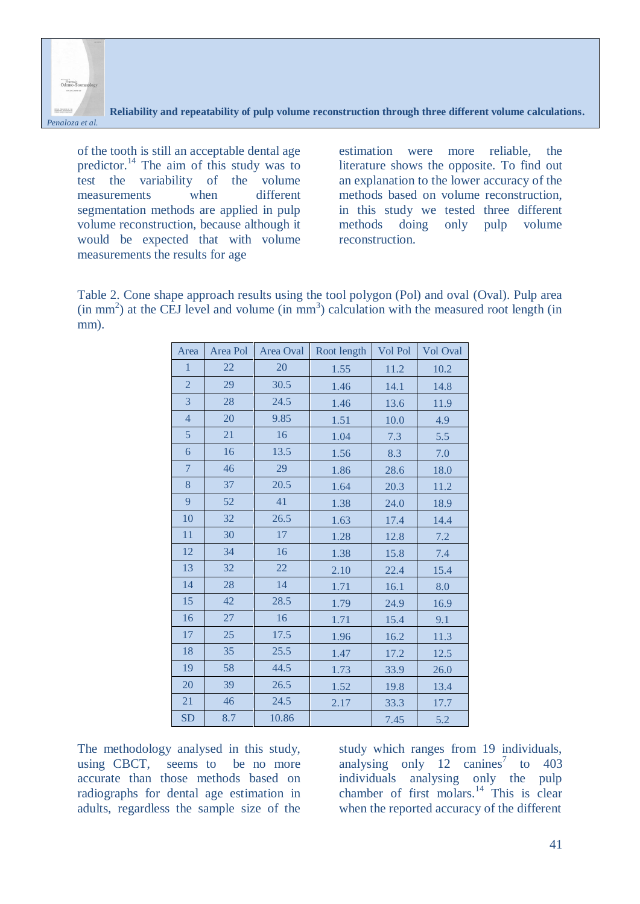of the tooth is still an acceptable dental age predictor.[14] The aim of this study was to test the variability of the volume measurements when different segmentation methods are applied in pulp volume reconstruction, because although it would be expected that with volume measurements the results for age estimation were more reliable, the literature shows the opposite. To find out an explanation to the lower accuracy of the methods based on volume reconstruction, in this study we tested three different methods doing only pulp volume reconstruction.

Table 2. Cone shape approach results using the tool polygon (Pol) and oval (Oval). Pulp area (in $mm^2$) at the CEJ level and volume (in $mm^3$) calculation with the measured root length (in mm).

| Area | Area Pol | Area Oval | Root length | Vol Pol | Vol Oval |
|---|---|---|---|---|---|
| 1 | 22 | 20 | 1.55 | 11.2 | 10.2 |
| 2 | 29 | 30.5 | 1.46 | 14.1 | 14.8 |
| 3 | 28 | 24.5 | 1.46 | 13.6 | 11.9 |
| 4 | 20 | 9.85 | 1.51 | 10.0 | 4.9 |
| 5 | 21 | 16 | 1.04 | 7.3 | 5.5 |
| 6 | 16 | 13.5 | 1.56 | 8.3 | 7.0 |
| 7 | 46 | 29 | 1.86 | 28.6 | 18.0 |
| 8 | 37 | 20.5 | 1.64 | 20.3 | 11.2 |
| 9 | 52 | 41 | 1.38 | 24.0 | 18.9 |
| 10 | 32 | 26.5 | 1.63 | 17.4 | 14.4 |
| 11 | 30 | 17 | 1.28 | 12.8 | 7.2 |
| 12 | 34 | 16 | 1.38 | 15.8 | 7.4 |
| 13 | 32 | 22 | 2.10 | 22.4 | 15.4 |
| 14 | 28 | 14 | 1.71 | 16.1 | 8.0 |
| 15 | 42 | 28.5 | 1.79 | 24.9 | 16.9 |
| 16 | 27 | 16 | 1.71 | 15.4 | 9.1 |
| 17 | 25 | 17.5 | 1.96 | 16.2 | 11.3 |
| 18 | 35 | 25.5 | 1.47 | 17.2 | 12.5 |
| 19 | 58 | 44.5 | 1.73 | 33.9 | 26.0 |
| 20 | 39 | 26.5 | 1.52 | 19.8 | 13.4 |
| 21 | 46 | 24.5 | 2.17 | 33.3 | 17.7 |
| SD | 8.7 | 10.86 | | 7.45 | 5.2 |

The methodology analysed in this study, using CBCT, seems to be no more accurate than those methods based on radiographs for dental age estimation in adults, regardless the sample size of the study which ranges from 19 individuals, analysing only 12 canines[7] to 403 individuals analysing only the pulp chamber of first molars.[14] This is clear when the reported accuracy of the different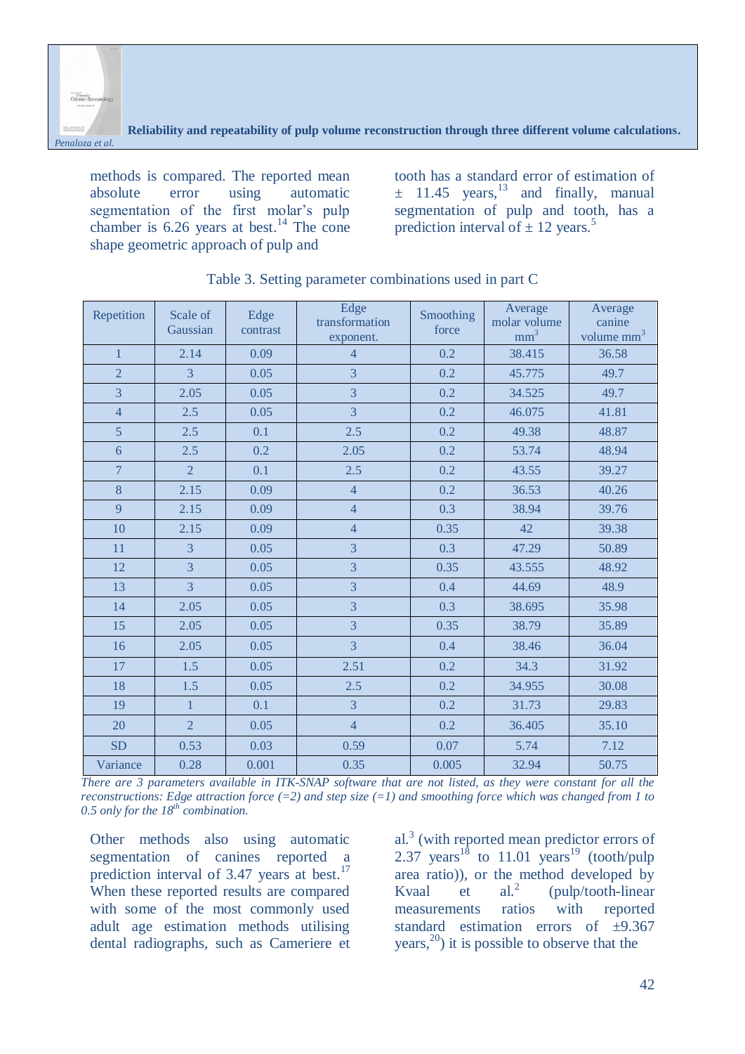methods is compared. The reported mean absolute error using automatic segmentation of the first molar's pulp chamber is 6.26 years at best.[14] The cone shape geometric approach of pulp and tooth has a standard error of estimation of ± 11.45 years,[13] and finally, manual segmentation of pulp and tooth, has a prediction interval of ± 12 years.[5]

Table 3. Setting parameter combinations used in part C

| Repetition | Scale of Gaussian | Edge contrast | Edge transformation exponent. | Smoothing force | Average molar volume $mm^3$ | Average canine volume $mm^3$ |
|---|---|---|---|---|---|---|
| 1 | 2.14 | 0.09 | 4 | 0.2 | 38.415 | 36.58 |
| 2 | 3 | 0.05 | 3 | 0.2 | 45.775 | 49.7 |
| 3 | 2.05 | 0.05 | 3 | 0.2 | 34.525 | 49.7 |
| 4 | 2.5 | 0.05 | 3 | 0.2 | 46.075 | 41.81 |
| 5 | 2.5 | 0.1 | 2.5 | 0.2 | 49.38 | 48.87 |
| 6 | 2.5 | 0.2 | 2.05 | 0.2 | 53.74 | 48.94 |
| 7 | 2 | 0.1 | 2.5 | 0.2 | 43.55 | 39.27 |
| 8 | 2.15 | 0.09 | 4 | 0.2 | 36.53 | 40.26 |
| 9 | 2.15 | 0.09 | 4 | 0.3 | 38.94 | 39.76 |
| 10 | 2.15 | 0.09 | 4 | 0.35 | 42 | 39.38 |
| 11 | 3 | 0.05 | 3 | 0.3 | 47.29 | 50.89 |
| 12 | 3 | 0.05 | 3 | 0.35 | 43.555 | 48.92 |
| 13 | 3 | 0.05 | 3 | 0.4 | 44.69 | 48.9 |
| 14 | 2.05 | 0.05 | 3 | 0.3 | 38.695 | 35.98 |
| 15 | 2.05 | 0.05 | 3 | 0.35 | 38.79 | 35.89 |
| 16 | 2.05 | 0.05 | 3 | 0.4 | 38.46 | 36.04 |
| 17 | 1.5 | 0.05 | 2.51 | 0.2 | 34.3 | 31.92 |
| 18 | 1.5 | 0.05 | 2.5 | 0.2 | 34.955 | 30.08 |
| 19 | 1 | 0.1 | 3 | 0.2 | 31.73 | 29.83 |
| 20 | 2 | 0.05 | 4 | 0.2 | 36.405 | 35.10 |
| SD | 0.53 | 0.03 | 0.59 | 0.07 | 5.74 | 7.12 |
| Variance | 0.28 | 0.001 | 0.35 | 0.005 | 32.94 | 50.75 |

*There are 3 parameters available in ITK-SNAP software that are not listed, as they were constant for all the reconstructions: Edge attraction force (=2) and step size (=1) and smoothing force which was changed from 1 to 0.5 only for the 18th combination.*

Other methods also using automatic segmentation of canines reported a prediction interval of 3.47 years at best.[17] When these reported results are compared with some of the most commonly used adult age estimation methods utilising dental radiographs, such as Cameriere et al.[3] (with reported mean predictor errors of 2.37 years[18] to 11.01 years[19] (tooth/pulp area ratio)), or the method developed by Kvaal et al.[2] (pulp/tooth-linear measurements ratios with reported standard estimation errors of ±9.367 years,[20]) it is possible to observe that the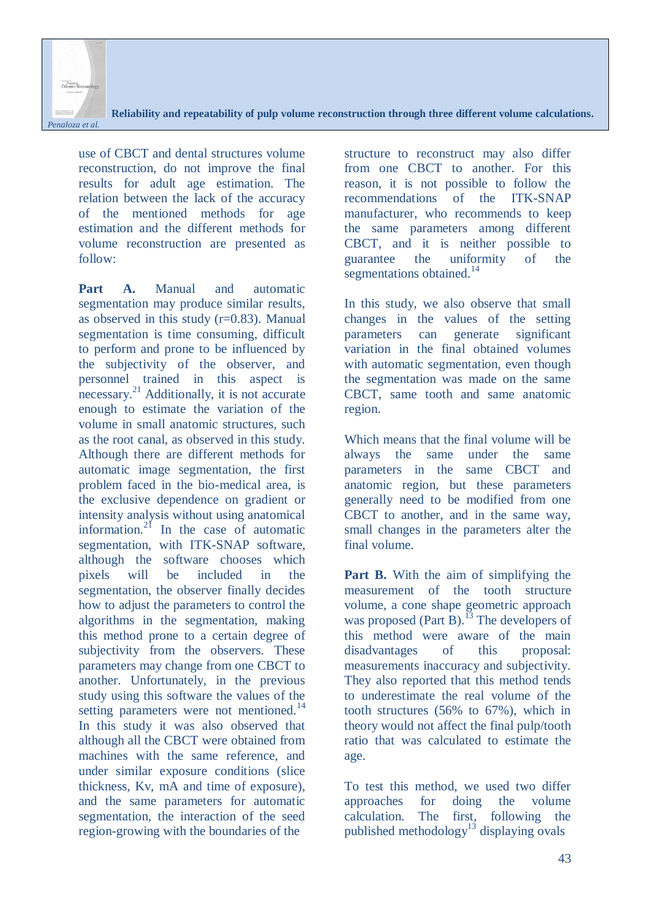use of CBCT and dental structures volume reconstruction, do not improve the final results for adult age estimation. The relation between the lack of the accuracy of the mentioned methods for age estimation and the different methods for volume reconstruction are presented as follow:

**Part A.** Manual and automatic segmentation may produce similar results, as observed in this study (r=0.83). Manual segmentation is time consuming, difficult to perform and prone to be influenced by the subjectivity of the observer, and personnel trained in this aspect is necessary.[21] Additionally, it is not accurate enough to estimate the variation of the volume in small anatomic structures, such as the root canal, as observed in this study. Although there are different methods for automatic image segmentation, the first problem faced in the bio-medical area, is the exclusive dependence on gradient or intensity analysis without using anatomical information.[21] In the case of automatic segmentation, with ITK-SNAP software, although the software chooses which pixels will be included in the segmentation, the observer finally decides how to adjust the parameters to control the algorithms in the segmentation, making this method prone to a certain degree of subjectivity from the observers. These parameters may change from one CBCT to another. Unfortunately, in the previous study using this software the values of the setting parameters were not mentioned.[14] In this study it was also observed that although all the CBCT were obtained from machines with the same reference, and under similar exposure conditions (slice thickness, Kv, mA and time of exposure), and the same parameters for automatic segmentation, the interaction of the seed region-growing with the boundaries of the structure to reconstruct may also differ from one CBCT to another. For this reason, it is not possible to follow the recommendations of the ITK-SNAP manufacturer, who recommends to keep the same parameters among different CBCT, and it is neither possible to guarantee the uniformity of the segmentations obtained.[14]

In this study, we also observe that small changes in the values of the setting parameters can generate significant variation in the final obtained volumes with automatic segmentation, even though the segmentation was made on the same CBCT, same tooth and same anatomic region.

Which means that the final volume will be always the same under the same parameters in the same CBCT and anatomic region, but these parameters generally need to be modified from one CBCT to another, and in the same way, small changes in the parameters alter the final volume.

**Part B.** With the aim of simplifying the measurement of the tooth structure volume, a cone shape geometric approach was proposed (Part B).[13] The developers of this method were aware of the main disadvantages of this proposal: measurements inaccuracy and subjectivity. They also reported that this method tends to underestimate the real volume of the tooth structures (56% to 67%), which in theory would not affect the final pulp/tooth ratio that was calculated to estimate the age.

To test this method, we used two differ approaches for doing the volume calculation. The first, following the published methodology[13] displaying ovals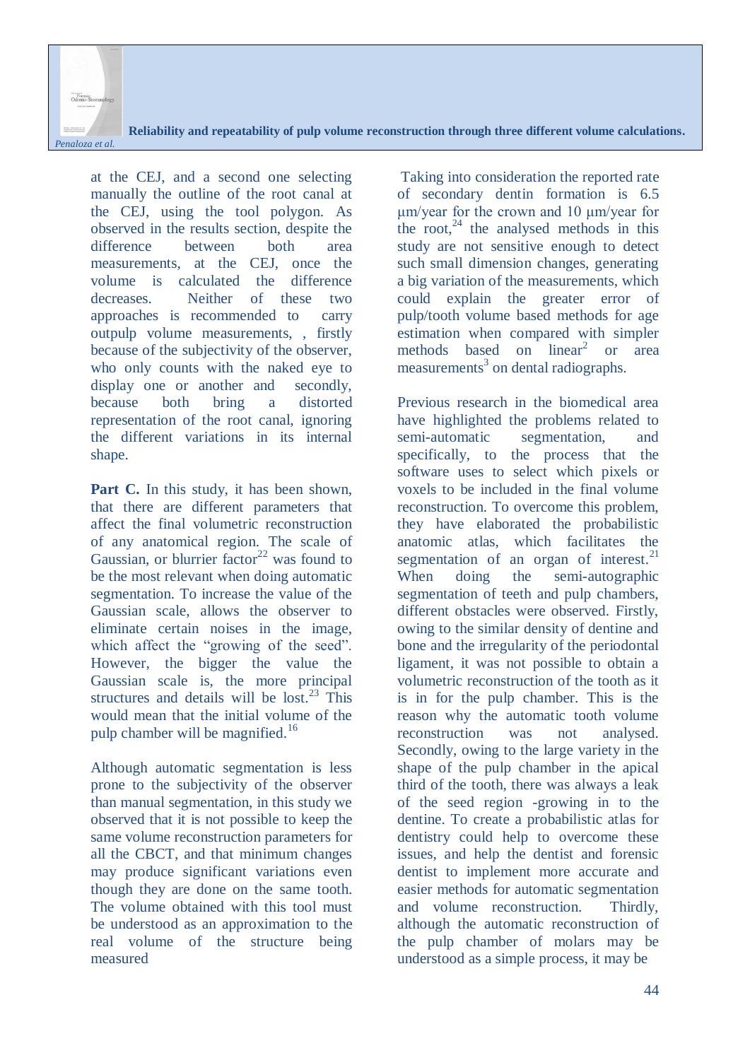at the CEJ, and a second one selecting manually the outline of the root canal at the CEJ, using the tool polygon. As observed in the results section, despite the difference between both area measurements, at the CEJ, once the volume is calculated the difference decreases. Neither of these two approaches is recommended to carry outpulp volume measurements, , firstly because of the subjectivity of the observer, who only counts with the naked eye to display one or another and secondly, because both bring a distorted representation of the root canal, ignoring the different variations in its internal shape.

**Part C.** In this study, it has been shown, that there are different parameters that affect the final volumetric reconstruction of any anatomical region. The scale of Gaussian, or blurrier factor[22] was found to be the most relevant when doing automatic segmentation. To increase the value of the Gaussian scale, allows the observer to eliminate certain noises in the image, which affect the "growing of the seed". However, the bigger the value the Gaussian scale is, the more principal structures and details will be lost.[23] This would mean that the initial volume of the pulp chamber will be magnified.[16]

Although automatic segmentation is less prone to the subjectivity of the observer than manual segmentation, in this study we observed that it is not possible to keep the same volume reconstruction parameters for all the CBCT, and that minimum changes may produce significant variations even though they are done on the same tooth. The volume obtained with this tool must be understood as an approximation to the real volume of the structure being measured

Taking into consideration the reported rate of secondary dentin formation is 6.5 µm/year for the crown and 10 µm/year for the root,[24] the analysed methods in this study are not sensitive enough to detect such small dimension changes, generating a big variation of the measurements, which could explain the greater error of pulp/tooth volume based methods for age estimation when compared with simpler methods based on linear[2] or area measurements[3] on dental radiographs.

Previous research in the biomedical area have highlighted the problems related to semi-automatic segmentation, and specifically, to the process that the software uses to select which pixels or voxels to be included in the final volume reconstruction. To overcome this problem, they have elaborated the probabilistic anatomic atlas, which facilitates the segmentation of an organ of interest.[21] When doing the semi-autographic segmentation of teeth and pulp chambers, different obstacles were observed. Firstly, owing to the similar density of dentine and bone and the irregularity of the periodontal ligament, it was not possible to obtain a volumetric reconstruction of the tooth as it is in for the pulp chamber. This is the reason why the automatic tooth volume reconstruction was not analysed. Secondly, owing to the large variety in the shape of the pulp chamber in the apical third of the tooth, there was always a leak of the seed region -growing in to the dentine. To create a probabilistic atlas for dentistry could help to overcome these issues, and help the dentist and forensic dentist to implement more accurate and easier methods for automatic segmentation and volume reconstruction. Thirdly, although the automatic reconstruction of the pulp chamber of molars may be understood as a simple process, it may be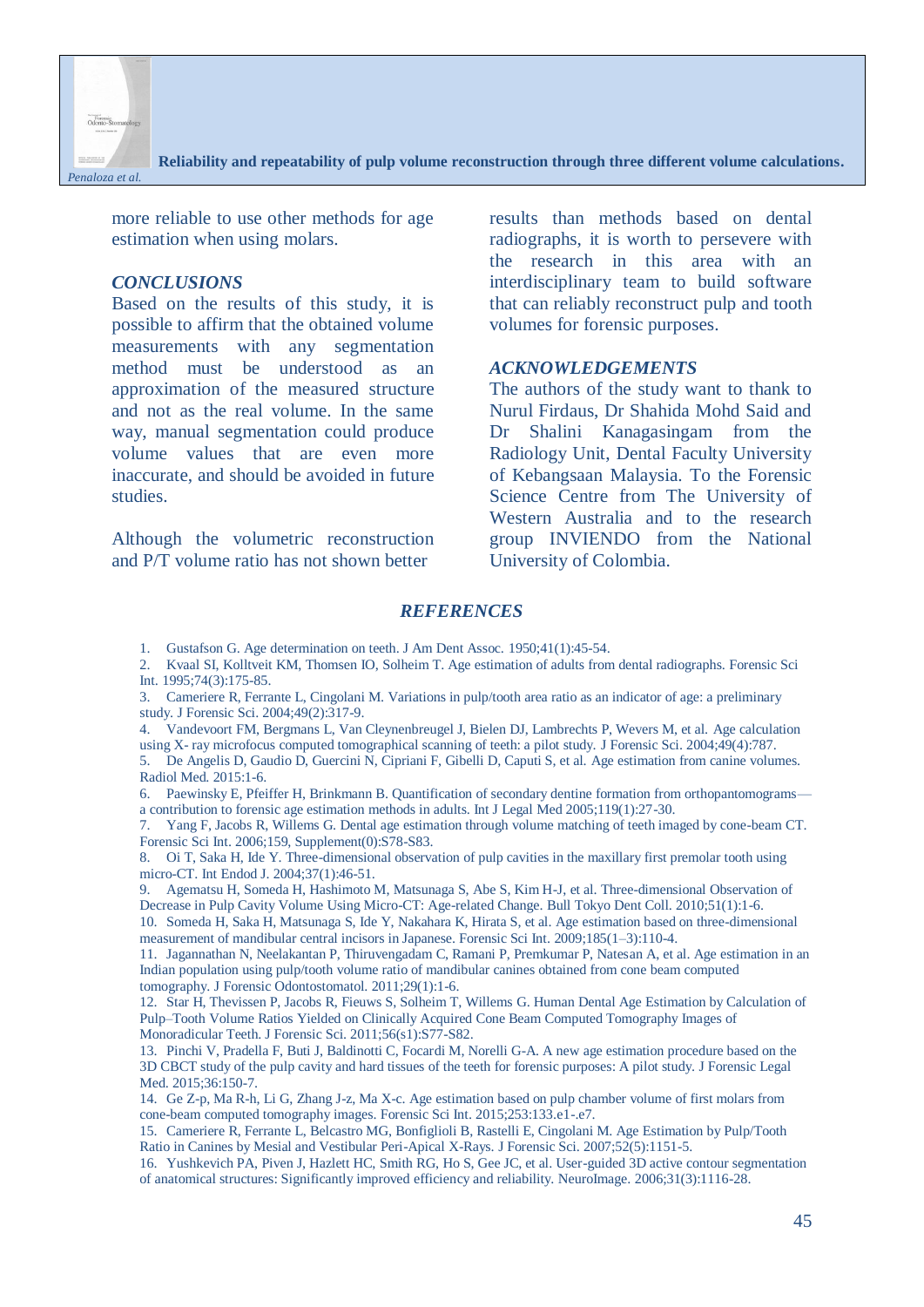more reliable to use other methods for age estimation when using molars.

## *CONCLUSIONS*

Based on the results of this study, it is possible to affirm that the obtained volume measurements with any segmentation method must be understood as an approximation of the measured structure and not as the real volume. In the same way, manual segmentation could produce volume values that are even more inaccurate, and should be avoided in future studies.

Although the volumetric reconstruction and P/T volume ratio has not shown better results than methods based on dental radiographs, it is worth to persevere with the research in this area with an interdisciplinary team to build software that can reliably reconstruct pulp and tooth volumes for forensic purposes.

## *ACKNOWLEDGEMENTS*

The authors of the study want to thank to Nurul Firdaus, Dr Shahida Mohd Said and Dr Shalini Kanagasingam from the Radiology Unit, Dental Faculty University of Kebangsaan Malaysia. To the Forensic Science Centre from The University of Western Australia and to the research group INVIENDO from the National University of Colombia.

## *REFERENCES*

1. Gustafson G. Age determination on teeth. J Am Dent Assoc. 1950;41(1):45-54.
2. Kvaal SI, Kolltveit KM, Thomsen IO, Solheim T. Age estimation of adults from dental radiographs. Forensic Sci Int. 1995;74(3):175-85.
3. Cameriere R, Ferrante L, Cingolani M. Variations in pulp/tooth area ratio as an indicator of age: a preliminary study. J Forensic Sci. 2004;49(2):317-9.
4. Vandevoort FM, Bergmans L, Van Cleynenbreugel J, Bielen DJ, Lambrechts P, Wevers M, et al. Age calculation using X- ray microfocus computed tomographical scanning of teeth: a pilot study. J Forensic Sci. 2004;49(4):787.
5. De Angelis D, Gaudio D, Guercini N, Cipriani F, Gibelli D, Caputi S, et al. Age estimation from canine volumes. Radiol Med. 2015:1-6.
6. Paewinsky E, Pfeiffer H, Brinkmann B. Quantification of secondary dentine formation from orthopantomograms—a contribution to forensic age estimation methods in adults. Int J Legal Med 2005;119(1):27-30.
7. Yang F, Jacobs R, Willems G. Dental age estimation through volume matching of teeth imaged by cone-beam CT. Forensic Sci Int. 2006;159, Supplement(0):S78-S83.
8. Oi T, Saka H, Ide Y. Three-dimensional observation of pulp cavities in the maxillary first premolar tooth using micro-CT. Int Endod J. 2004;37(1):46-51.
9. Agematsu H, Someda H, Hashimoto M, Matsunaga S, Abe S, Kim H-J, et al. Three-dimensional Observation of Decrease in Pulp Cavity Volume Using Micro-CT: Age-related Change. Bull Tokyo Dent Coll. 2010;51(1):1-6.
10. Someda H, Saka H, Matsunaga S, Ide Y, Nakahara K, Hirata S, et al. Age estimation based on three-dimensional measurement of mandibular central incisors in Japanese. Forensic Sci Int. 2009;185(1–3):110-4.
11. Jagannathan N, Neelakantan P, Thiruvengadam C, Ramani P, Premkumar P, Natesan A, et al. Age estimation in an Indian population using pulp/tooth volume ratio of mandibular canines obtained from cone beam computed tomography. J Forensic Odontostomatol. 2011;29(1):1-6.
12. Star H, Thevissen P, Jacobs R, Fieuws S, Solheim T, Willems G. Human Dental Age Estimation by Calculation of Pulp–Tooth Volume Ratios Yielded on Clinically Acquired Cone Beam Computed Tomography Images of Monoradicular Teeth. J Forensic Sci. 2011;56(s1):S77-S82.
13. Pinchi V, Pradella F, Buti J, Baldinotti C, Focardi M, Norelli G-A. A new age estimation procedure based on the 3D CBCT study of the pulp cavity and hard tissues of the teeth for forensic purposes: A pilot study. J Forensic Legal Med. 2015;36:150-7.
14. Ge Z-p, Ma R-h, Li G, Zhang J-z, Ma X-c. Age estimation based on pulp chamber volume of first molars from cone-beam computed tomography images. Forensic Sci Int. 2015;253:133.e1-.e7.
15. Cameriere R, Ferrante L, Belcastro MG, Bonfiglioli B, Rastelli E, Cingolani M. Age Estimation by Pulp/Tooth Ratio in Canines by Mesial and Vestibular Peri-Apical X-Rays. J Forensic Sci. 2007;52(5):1151-5.
16. Yushkevich PA, Piven J, Hazlett HC, Smith RG, Ho S, Gee JC, et al. User-guided 3D active contour segmentation of anatomical structures: Significantly improved efficiency and reliability. NeuroImage. 2006;31(3):1116-28.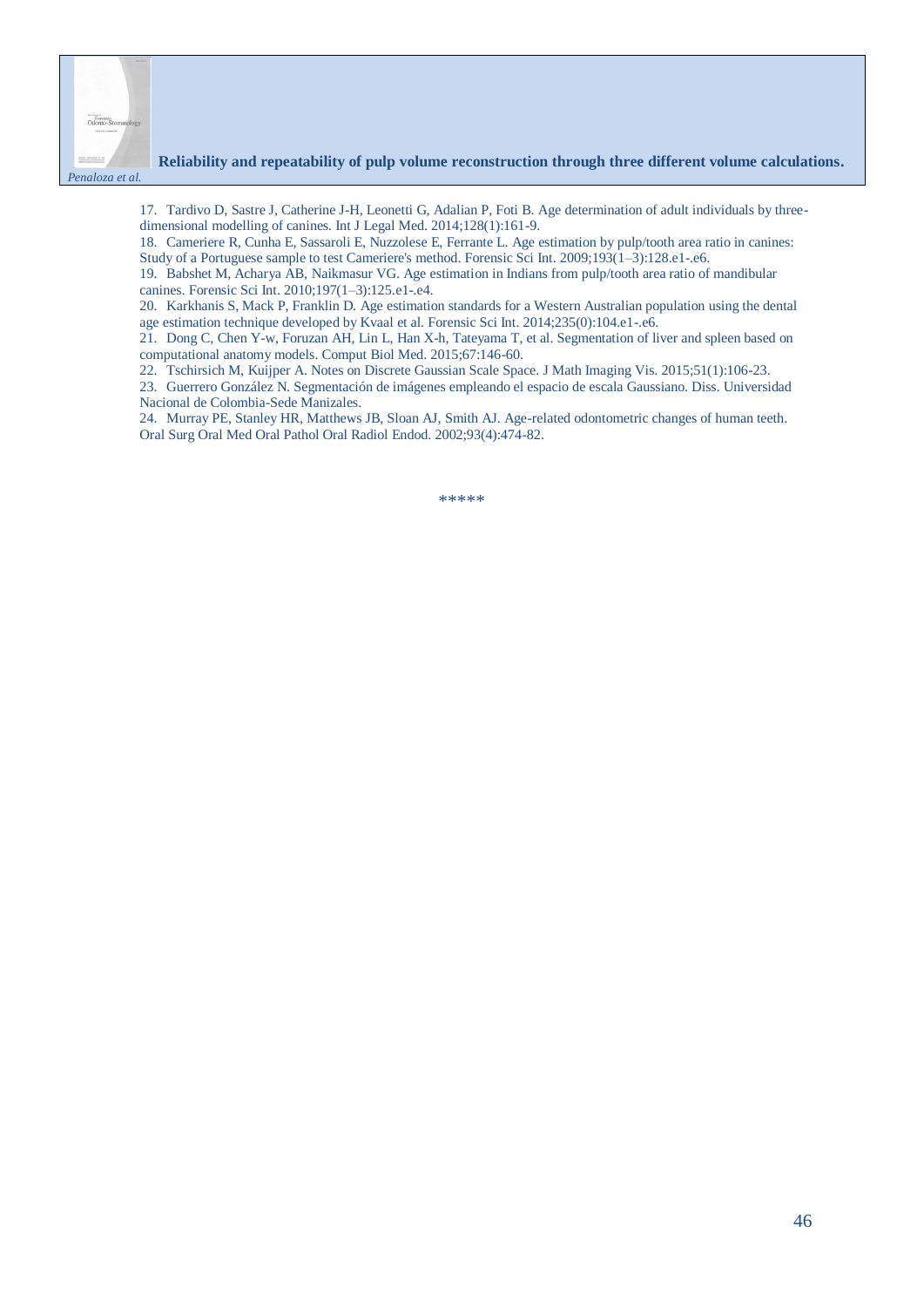17. Tardivo D, Sastre J, Catherine J-H, Leonetti G, Adalian P, Foti B. Age determination of adult individuals by three-dimensional modelling of canines. Int J Legal Med. 2014;128(1):161-9.
18. Cameriere R, Cunha E, Sassaroli E, Nuzzolese E, Ferrante L. Age estimation by pulp/tooth area ratio in canines: Study of a Portuguese sample to test Cameriere's method. Forensic Sci Int. 2009;193(1–3):128.e1-.e6.
19. Babshet M, Acharya AB, Naikmasur VG. Age estimation in Indians from pulp/tooth area ratio of mandibular canines. Forensic Sci Int. 2010;197(1–3):125.e1-.e4.
20. Karkhanis S, Mack P, Franklin D. Age estimation standards for a Western Australian population using the dental age estimation technique developed by Kvaal et al. Forensic Sci Int. 2014;235(0):104.e1-.e6.
21. Dong C, Chen Y-w, Foruzan AH, Lin L, Han X-h, Tateyama T, et al. Segmentation of liver and spleen based on computational anatomy models. Comput Biol Med. 2015;67:146-60.
22. Tschirsich M, Kuijper A. Notes on Discrete Gaussian Scale Space. J Math Imaging Vis. 2015;51(1):106-23.
23. Guerrero González N. Segmentación de imágenes empleando el espacio de escala Gaussiano. Diss. Universidad Nacional de Colombia-Sede Manizales.
24. Murray PE, Stanley HR, Matthews JB, Sloan AJ, Smith AJ. Age-related odontometric changes of human teeth. Oral Surg Oral Med Oral Pathol Oral Radiol Endod. 2002;93(4):474-82.

*****